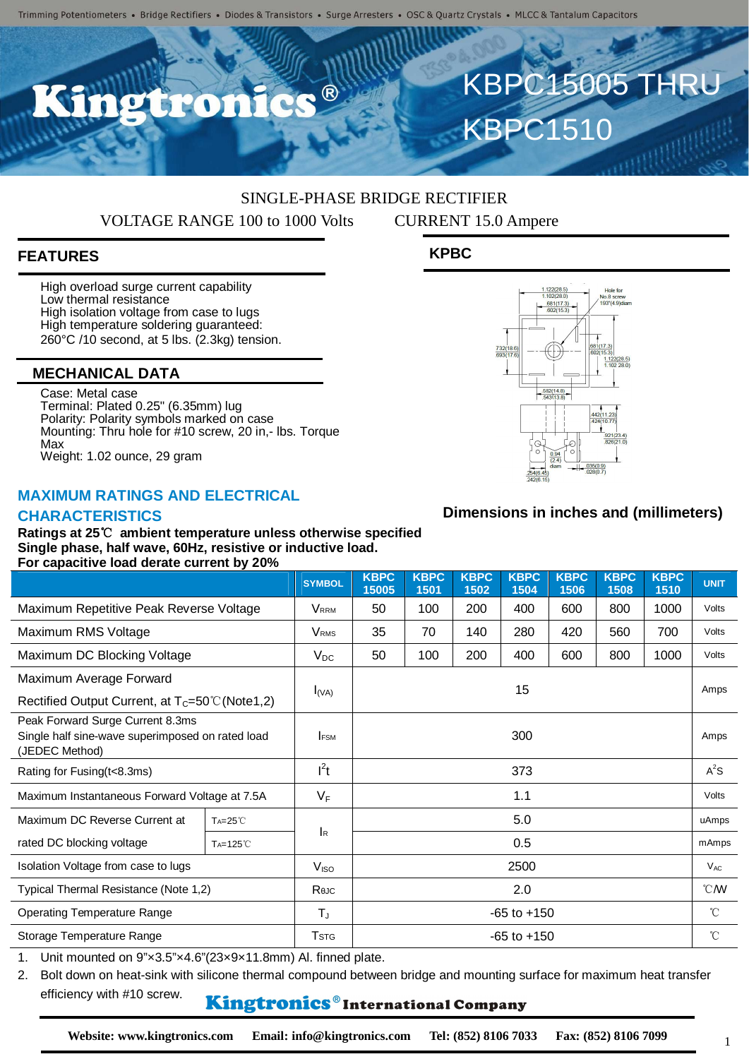Trimming Potentiometers • Bridge Rectifiers • Diodes & Transistors • Surge Arresters • OSC & Quartz Crystals • MLCC & Tantalum Capacitors

# Kingtronics®

# KBPC15005 THRU KBPC1510

SINGLE-PHASE BRIDGE RECTIFIER

VOLTAGE RANGE 100 to 1000 Volts CURRENT 15.0 Ampere

## FEATURES

- High overload surge current capability
- Low thermal resistance
- High isolation voltage from case to lugs
- High temperature soldering guaranteed: 260°C /10 second, at 5 lbs. (2.3kg) tension.

## MECHANICAL DATA

- Case: Metal case
- Terminal: Plated 0.25" (6.35mm) lug
- Polarity: Polarity symbols marked on case
- Mounting: Thru hole for #10 screw, 20 in,- lbs. Torque Max
- Weight: 1.02 ounce, 29 gram

## KPBC

Dimensions in inches and (millimeters)

## MAXIMUM RATINGS AND ELECTRICAL CHARACTERISTICS

**Ratings at 25℃ ambient temperature unless otherwise specified**
**Single phase, half wave, 60Hz, resistive or inductive load.**
**For capacitive load derate current by 20%**

| | | SYMBOL | KBPC 15005 | KBPC 1501 | KBPC 1502 | KBPC 1504 | KBPC 1506 | KBPC 1508 | KBPC 1510 | UNIT |
|---|---|---|---|---|---|---|---|---|---|---|
| Maximum Repetitive Peak Reverse Voltage | | $V_{RRM}$ | 50 | 100 | 200 | 400 | 600 | 800 | 1000 | Volts |
| Maximum RMS Voltage | | $V_{RMS}$ | 35 | 70 | 140 | 280 | 420 | 560 | 700 | Volts |
| Maximum DC Blocking Voltage | | $V_{DC}$ | 50 | 100 | 200 | 400 | 600 | 800 | 1000 | Volts |
| Maximum Average Forward Rectified Output Current, at $T_C$=50℃(Note1,2) | | $I_{(VA)}$ | 15 | | | | | | | Amps |
| Peak Forward Surge Current 8.3ms Single half sine-wave superimposed on rated load (JEDEC Method) | | $I_{FSM}$ | 300 | | | | | | | Amps |
| Rating for Fusing(t<8.3ms) | | $I^2t$ | 373 | | | | | | | $A^2S$ |
| Maximum Instantaneous Forward Voltage at 7.5A | | $V_F$ | 1.1 | | | | | | | Volts |
| Maximum DC Reverse Current at rated DC blocking voltage | $T_A$=25℃ | $I_R$ | 5.0 | | | | | | | uAmps |
| | $T_A$=125℃ | | 0.5 | | | | | | | mAmps |
| Isolation Voltage from case to lugs | | $V_{ISO}$ | 2500 | | | | | | | $V_{AC}$ |
| Typical Thermal Resistance (Note 1,2) | | $R_{\theta JC}$ | 2.0 | | | | | | | ℃/W |
| Operating Temperature Range | | $T_J$ | -65 to +150 | | | | | | | ℃ |
| Storage Temperature Range | | $T_{STG}$ | -65 to +150 | | | | | | | ℃ |

1. Unit mounted on 9"×3.5"×4.6"(23×9×11.8mm) Al. finned plate.
2. Bolt down on heat-sink with silicone thermal compound between bridge and mounting surface for maximum heat transfer efficiency with #10 screw.

**Kingtronics® International Company**

**Website: www.kingtronics.com Email: info@kingtronics.com Tel: (852) 8106 7033 Fax: (852) 8106 7099**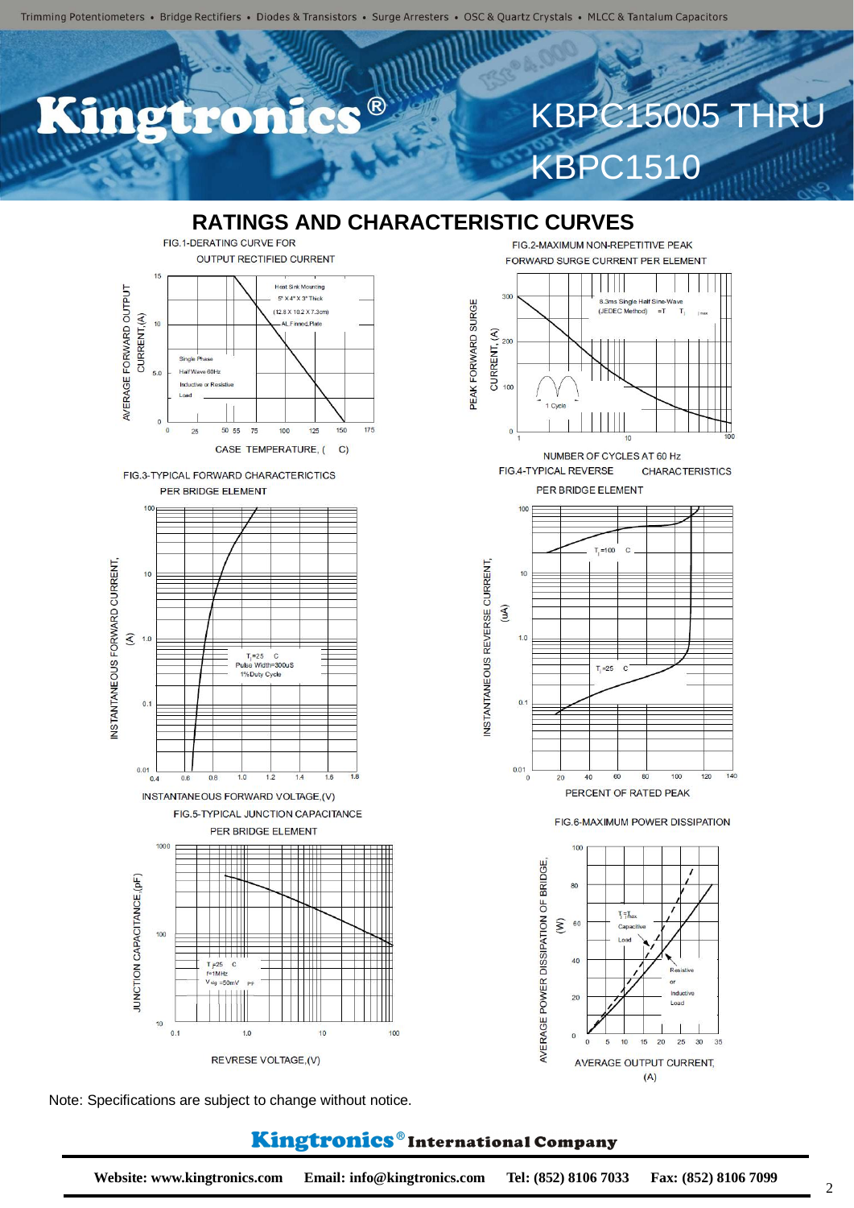Trimming Potentiometers • Bridge Rectifiers • Diodes & Transistors • Surge Arresters • OSC & Quartz Crystals • MLCC & Tantalum Capacitors

# Kingtronics®

## KBPC15005 THRU KBPC1510

## RATINGS AND CHARACTERISTIC CURVES

FIG.1-DERATING CURVE FOR OUTPUT RECTIFIED CURRENT

AVERAGE FORWARD OUTPUT CURRENT,(A)

15
10
5.0
0

0 25 50 55 75 100 125 150 175

CASE TEMPERATURE, ( C)

Heat Sink Mounting
5" X 4" X 3" Thick
(12.8 X 10.2 X 7.3cm)
AL Finned Plate

Single Phase
Half Wave 60Hz
Inductive or Resistive
Load

FIG.2-MAXIMUM NON-REPETITIVE PEAK FORWARD SURGE CURRENT PER ELEMENT

PEAK FORWARD SURGE CURRENT, (A)

300
200
100
0

1 10 100

NUMBER OF CYCLES AT 60 Hz

8.3ms Single Half Sine-Wave
(JEDEC Method) =T $T_{j\,max}$

1 Cycle

FIG.3-TYPICAL FORWARD CHARACTERICTICS PER BRIDGE ELEMENT

INSTANTANEOUS FORWARD CURRENT, (A)

100
10
1.0
0.1
0.01

0.4 0.6 0.8 1.0 1.2 1.4 1.6 1.8

INSTANTANEOUS FORWARD VOLTAGE,(V)

$T_j$=25 C
Pulse Width=300uS
1%Duty Cycle

FIG.4-TYPICAL REVERSE CHARACTERISTICS PER BRIDGE ELEMENT

INSTANTANEOUS REVERSE CURRENT, (uA)

100
10
1.0
0.1
0.01

0 20 40 60 80 100 120 140

PERCENT OF RATED PEAK

$T_j$=100 C

$T_j$=25 C

FIG.5-TYPICAL JUNCTION CAPACITANCE PER BRIDGE ELEMENT

JUNCTION CAPACITANCE,(pF)

1000
100
10

0.1 1.0 10 100

REVRESE VOLTAGE,(V)

$T_j$=25 C
f=1MHz
$V_{sig}$ =50mV p-p

FIG.6-MAXIMUM POWER DISSIPATION

AVERAGE POWER DISSIPATION OF BRIDGE, (W)

100
80
60
40
20
0

0 5 10 15 20 25 30 35

AVERAGE OUTPUT CURRENT, (A)

$T_j$=$T_{j\,max}$
Capacitive Load

Resistive or Inductive Load

Note: Specifications are subject to change without notice.

**Kingtronics® International Company**

**Website: www.kingtronics.com Email: info@kingtronics.com Tel: (852) 8106 7033 Fax: (852) 8106 7099**